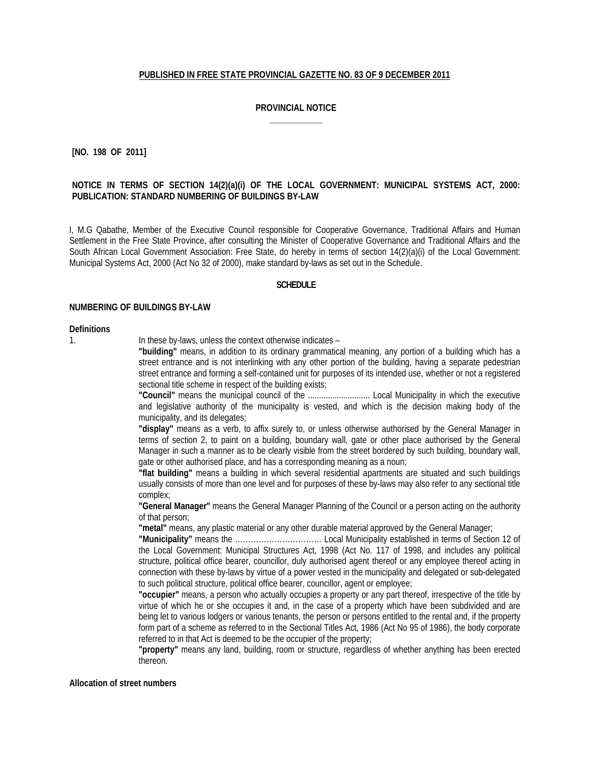**PUBLISHED IN FREE STATE PROVINCIAL GAZETTE NO. 83 OF 9 DECEMBER 2011**

**PROVINCIAL NOTICE**

**[NO. 198 OF 2011]**

**NOTICE IN TERMS OF SECTION 14(2)(a)(i) OF THE LOCAL GOVERNMENT: MUNICIPAL SYSTEMS ACT, 2000: PUBLICATION: STANDARD NUMBERING OF BUILDINGS BY-LAW**

I, M.G Qabathe, Member of the Executive Council responsible for Cooperative Governance, Traditional Affairs and Human Settlement in the Free State Province, after consulting the Minister of Cooperative Governance and Traditional Affairs and the South African Local Government Association: Free State, do hereby in terms of section 14(2)(a)(i) of the Local Government: Municipal Systems Act, 2000 (Act No 32 of 2000), make standard by-laws as set out in the Schedule.

**SCHEDULE**

**NUMBERING OF BUILDINGS BY-LAW**

**Definitions**

1. In these by-laws, unless the context otherwise indicates –

**"building"** means, in addition to its ordinary grammatical meaning, any portion of a building which has a street entrance and is not interlinking with any other portion of the building, having a separate pedestrian street entrance and forming a self-contained unit for purposes of its intended use, whether or not a registered sectional title scheme in respect of the building exists;

**"Council"** means the municipal council of the ............................ Local Municipality in which the executive and legislative authority of the municipality is vested, and which is the decision making body of the municipality, and its delegates;

**"display"** means as a verb, to affix surely to, or unless otherwise authorised by the General Manager in terms of section 2, to paint on a building, boundary wall, gate or other place authorised by the General Manager in such a manner as to be clearly visible from the street bordered by such building, boundary wall, gate or other authorised place, and has a corresponding meaning as a noun;

**"flat building"** means a building in which several residential apartments are situated and such buildings usually consists of more than one level and for purposes of these by-laws may also refer to any sectional title complex;

**"General Manager"** means the General Manager Planning of the Council or a person acting on the authority of that person;

**"metal"** means, any plastic material or any other durable material approved by the General Manager;

**"Municipality"** means the …………………………… Local Municipality established in terms of Section 12 of the Local Government: Municipal Structures Act, 1998 (Act No. 117 of 1998, and includes any political structure, political office bearer, councillor, duly authorised agent thereof or any employee thereof acting in connection with these by-laws by virtue of a power vested in the municipality and delegated or sub-delegated to such political structure, political office bearer, councillor, agent or employee;

**"occupier"** means, a person who actually occupies a property or any part thereof, irrespective of the title by virtue of which he or she occupies it and, in the case of a property which have been subdivided and are being let to various lodgers or various tenants, the person or persons entitled to the rental and, if the property form part of a scheme as referred to in the Sectional Titles Act, 1986 (Act No 95 of 1986), the body corporate referred to in that Act is deemed to be the occupier of the property;

**"property"** means any land, building, room or structure, regardless of whether anything has been erected thereon.

**Allocation of street numbers**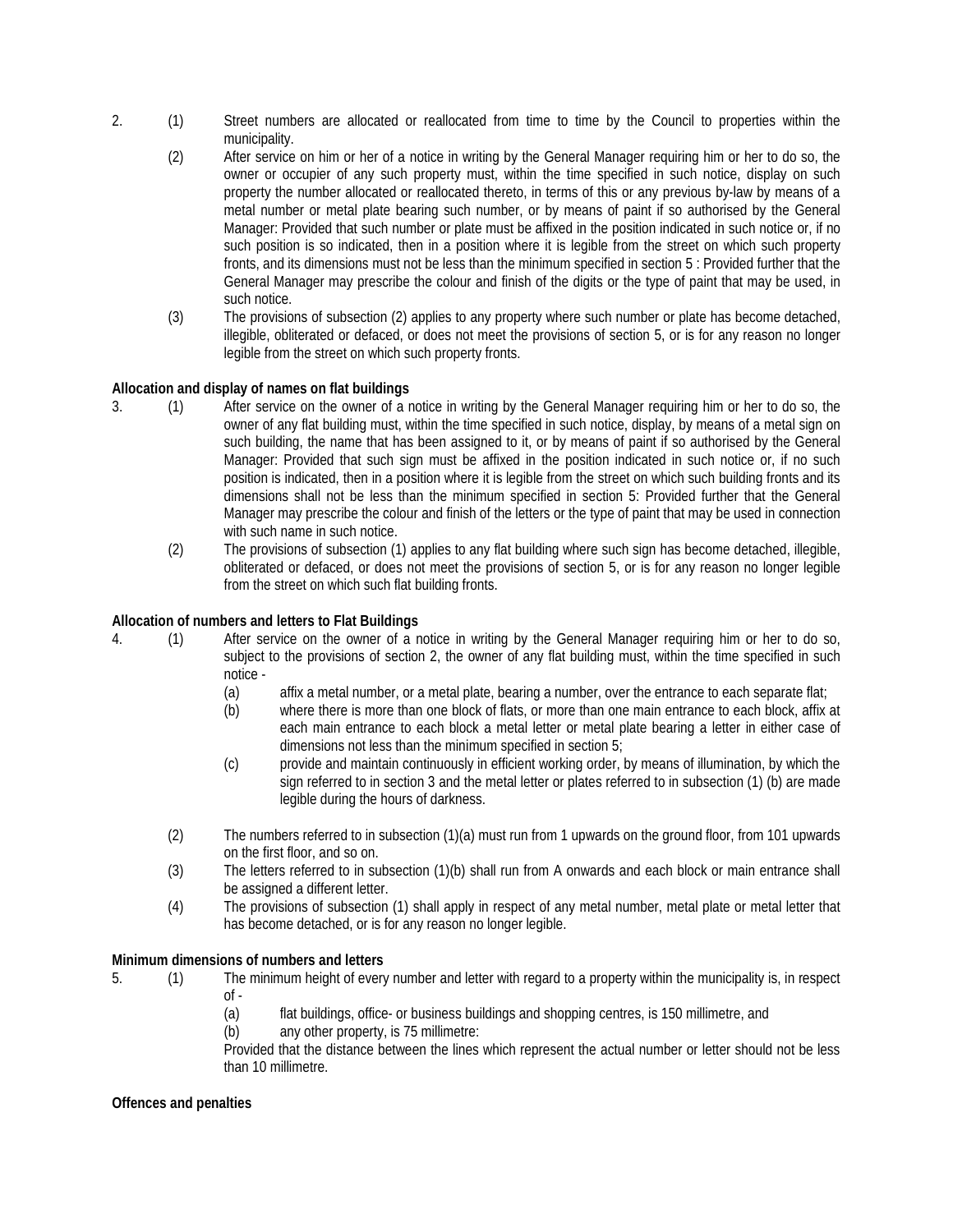2. (1) Street numbers are allocated or reallocated from time to time by the Council to properties within the municipality.

(2) After service on him or her of a notice in writing by the General Manager requiring him or her to do so, the owner or occupier of any such property must, within the time specified in such notice, display on such property the number allocated or reallocated thereto, in terms of this or any previous by-law by means of a metal number or metal plate bearing such number, or by means of paint if so authorised by the General Manager: Provided that such number or plate must be affixed in the position indicated in such notice or, if no such position is so indicated, then in a position where it is legible from the street on which such property fronts, and its dimensions must not be less than the minimum specified in section 5 : Provided further that the General Manager may prescribe the colour and finish of the digits or the type of paint that may be used, in such notice.

(3) The provisions of subsection (2) applies to any property where such number or plate has become detached, illegible, obliterated or defaced, or does not meet the provisions of section 5, or is for any reason no longer legible from the street on which such property fronts.

**Allocation and display of names on flat buildings**

3. (1) After service on the owner of a notice in writing by the General Manager requiring him or her to do so, the owner of any flat building must, within the time specified in such notice, display, by means of a metal sign on such building, the name that has been assigned to it, or by means of paint if so authorised by the General Manager: Provided that such sign must be affixed in the position indicated in such notice or, if no such position is indicated, then in a position where it is legible from the street on which such building fronts and its dimensions shall not be less than the minimum specified in section 5: Provided further that the General Manager may prescribe the colour and finish of the letters or the type of paint that may be used in connection with such name in such notice.

(2) The provisions of subsection (1) applies to any flat building where such sign has become detached, illegible, obliterated or defaced, or does not meet the provisions of section 5, or is for any reason no longer legible from the street on which such flat building fronts.

**Allocation of numbers and letters to Flat Buildings**

4. (1) After service on the owner of a notice in writing by the General Manager requiring him or her to do so, subject to the provisions of section 2, the owner of any flat building must, within the time specified in such notice -

(a) affix a metal number, or a metal plate, bearing a number, over the entrance to each separate flat;

(b) where there is more than one block of flats, or more than one main entrance to each block, affix at each main entrance to each block a metal letter or metal plate bearing a letter in either case of dimensions not less than the minimum specified in section 5;

(c) provide and maintain continuously in efficient working order, by means of illumination, by which the sign referred to in section 3 and the metal letter or plates referred to in subsection (1) (b) are made legible during the hours of darkness.

(2) The numbers referred to in subsection (1)(a) must run from 1 upwards on the ground floor, from 101 upwards on the first floor, and so on.

(3) The letters referred to in subsection (1)(b) shall run from A onwards and each block or main entrance shall be assigned a different letter.

(4) The provisions of subsection (1) shall apply in respect of any metal number, metal plate or metal letter that has become detached, or is for any reason no longer legible.

**Minimum dimensions of numbers and letters**

5. (1) The minimum height of every number and letter with regard to a property within the municipality is, in respect of -

(a) flat buildings, office- or business buildings and shopping centres, is 150 millimetre, and

(b) any other property, is 75 millimetre:

Provided that the distance between the lines which represent the actual number or letter should not be less than 10 millimetre.

**Offences and penalties**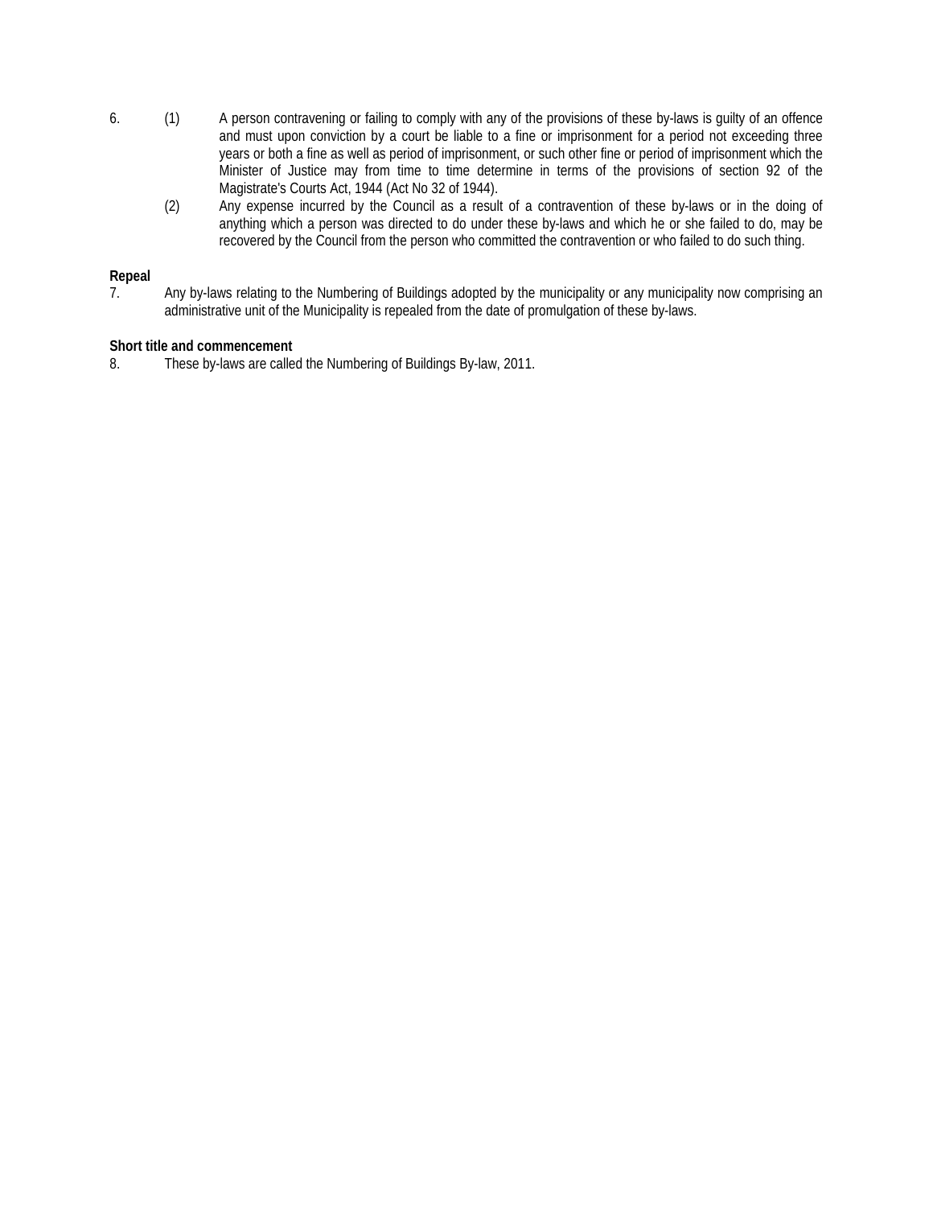6. (1) A person contravening or failing to comply with any of the provisions of these by-laws is guilty of an offence and must upon conviction by a court be liable to a fine or imprisonment for a period not exceeding three years or both a fine as well as period of imprisonment, or such other fine or period of imprisonment which the Minister of Justice may from time to time determine in terms of the provisions of section 92 of the Magistrate's Courts Act, 1944 (Act No 32 of 1944).

   (2) Any expense incurred by the Council as a result of a contravention of these by-laws or in the doing of anything which a person was directed to do under these by-laws and which he or she failed to do, may be recovered by the Council from the person who committed the contravention or who failed to do such thing.

**Repeal**

7. Any by-laws relating to the Numbering of Buildings adopted by the municipality or any municipality now comprising an administrative unit of the Municipality is repealed from the date of promulgation of these by-laws.

**Short title and commencement**

8. These by-laws are called the Numbering of Buildings By-law, 2011.